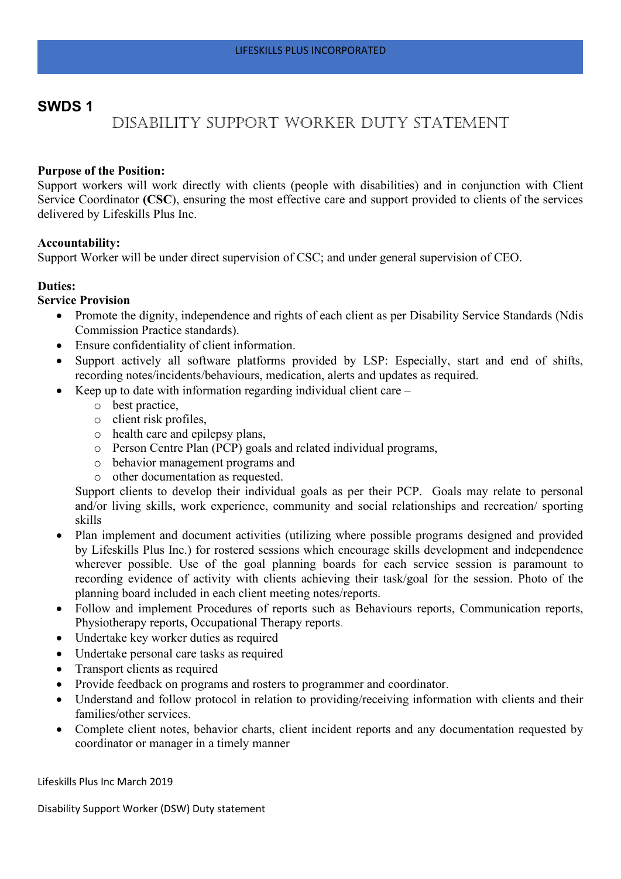## SWDS 1

# DISABILITY SUPPORT WORKER DUTY STATEMENT

**Purpose of the Position:**
Support workers will work directly with clients (people with disabilities) and in conjunction with Client Service Coordinator **(CSC**), ensuring the most effective care and support provided to clients of the services delivered by Lifeskills Plus Inc.

**Accountability:**
Support Worker will be under direct supervision of CSC; and under general supervision of CEO.

**Duties:**
**Service Provision**

- Promote the dignity, independence and rights of each client as per Disability Service Standards (Ndis Commission Practice standards).
- Ensure confidentiality of client information.
- Support actively all software platforms provided by LSP: Especially, start and end of shifts, recording notes/incidents/behaviours, medication, alerts and updates as required.
- Keep up to date with information regarding individual client care –
    - best practice,
    - client risk profiles,
    - health care and epilepsy plans,
    - Person Centre Plan (PCP) goals and related individual programs,
    - behavior management programs and
    - other documentation as requested.

  Support clients to develop their individual goals as per their PCP. Goals may relate to personal and/or living skills, work experience, community and social relationships and recreation/ sporting skills
- Plan implement and document activities (utilizing where possible programs designed and provided by Lifeskills Plus Inc.) for rostered sessions which encourage skills development and independence wherever possible. Use of the goal planning boards for each service session is paramount to recording evidence of activity with clients achieving their task/goal for the session. Photo of the planning board included in each client meeting notes/reports.
- Follow and implement Procedures of reports such as Behaviours reports, Communication reports, Physiotherapy reports, Occupational Therapy reports.
- Undertake key worker duties as required
- Undertake personal care tasks as required
- Transport clients as required
- Provide feedback on programs and rosters to programmer and coordinator.
- Understand and follow protocol in relation to providing/receiving information with clients and their families/other services.
- Complete client notes, behavior charts, client incident reports and any documentation requested by coordinator or manager in a timely manner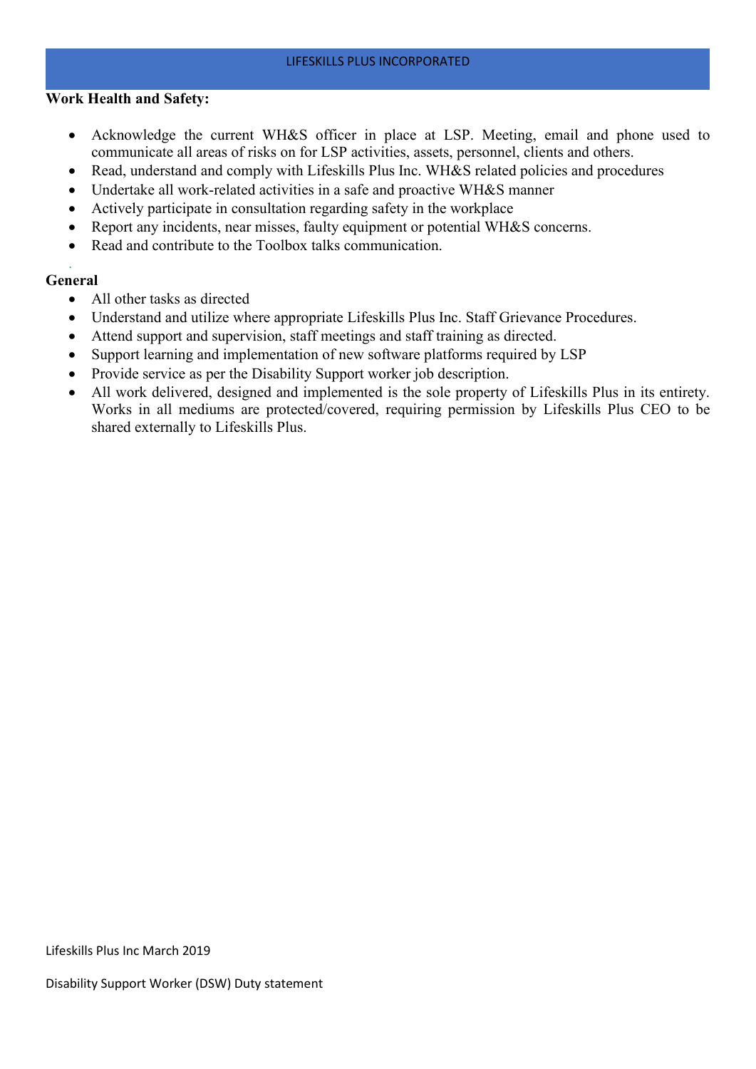**Work Health and Safety:**

- Acknowledge the current WH&S officer in place at LSP. Meeting, email and phone used to communicate all areas of risks on for LSP activities, assets, personnel, clients and others.
- Read, understand and comply with Lifeskills Plus Inc. WH&S related policies and procedures
- Undertake all work-related activities in a safe and proactive WH&S manner
- Actively participate in consultation regarding safety in the workplace
- Report any incidents, near misses, faulty equipment or potential WH&S concerns.
- Read and contribute to the Toolbox talks communication.

**General**

- All other tasks as directed
- Understand and utilize where appropriate Lifeskills Plus Inc. Staff Grievance Procedures.
- Attend support and supervision, staff meetings and staff training as directed.
- Support learning and implementation of new software platforms required by LSP
- Provide service as per the Disability Support worker job description.
- All work delivered, designed and implemented is the sole property of Lifeskills Plus in its entirety. Works in all mediums are protected/covered, requiring permission by Lifeskills Plus CEO to be shared externally to Lifeskills Plus.